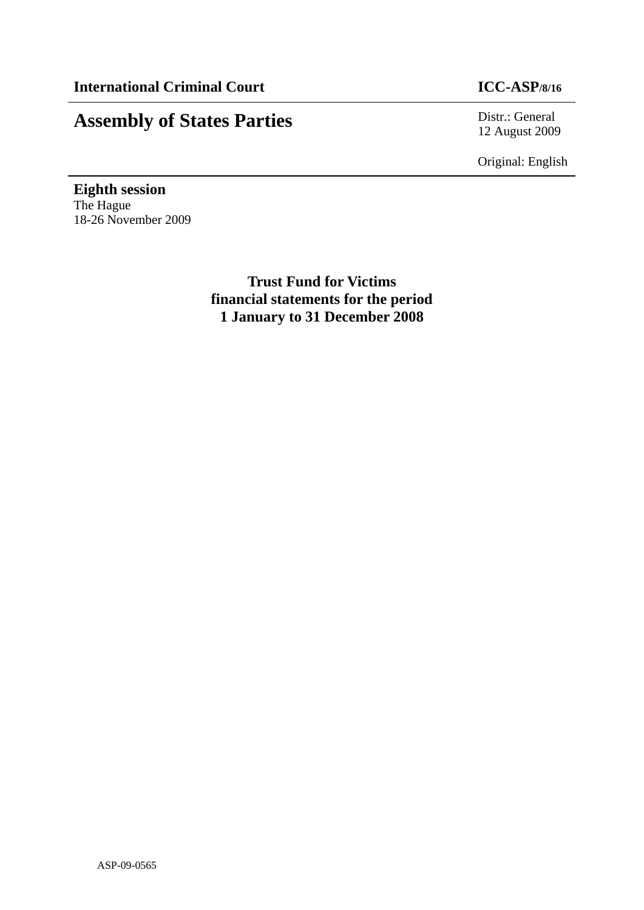**International Criminal Court** **ICC-ASP/8/16**

# Assembly of States Parties

Distr.: General
12 August 2009

Original: English

**Eighth session**
The Hague
18-26 November 2009

## Trust Fund for Victims financial statements for the period 1 January to 31 December 2008

ASP-09-0565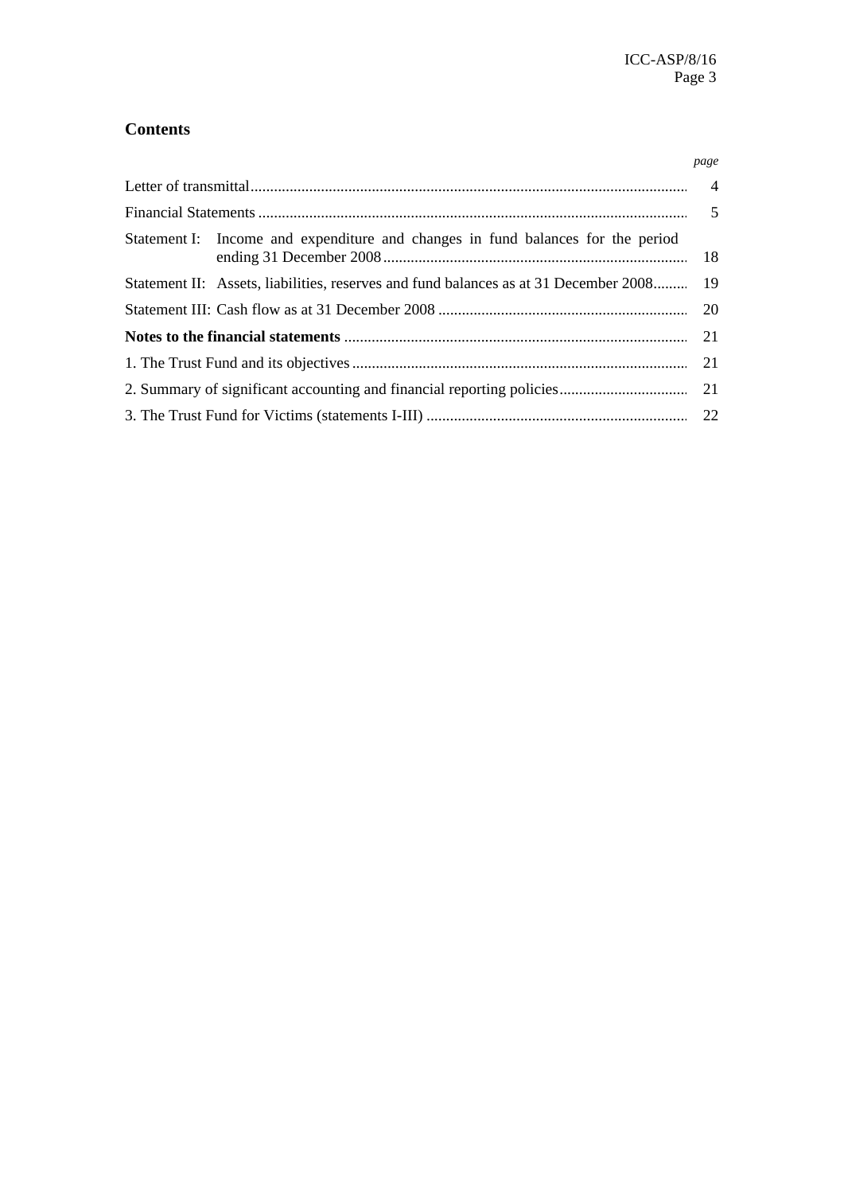## Contents

| | *page* |
|---|---|
| Letter of transmittal | 4 |
| Financial Statements | 5 |
| Statement I: Income and expenditure and changes in fund balances for the period ending 31 December 2008 | 18 |
| Statement II: Assets, liabilities, reserves and fund balances as at 31 December 2008 | 19 |
| Statement III: Cash flow as at 31 December 2008 | 20 |
| **Notes to the financial statements** | 21 |
| 1. The Trust Fund and its objectives | 21 |
| 2. Summary of significant accounting and financial reporting policies | 21 |
| 3. The Trust Fund for Victims (statements I-III) | 22 |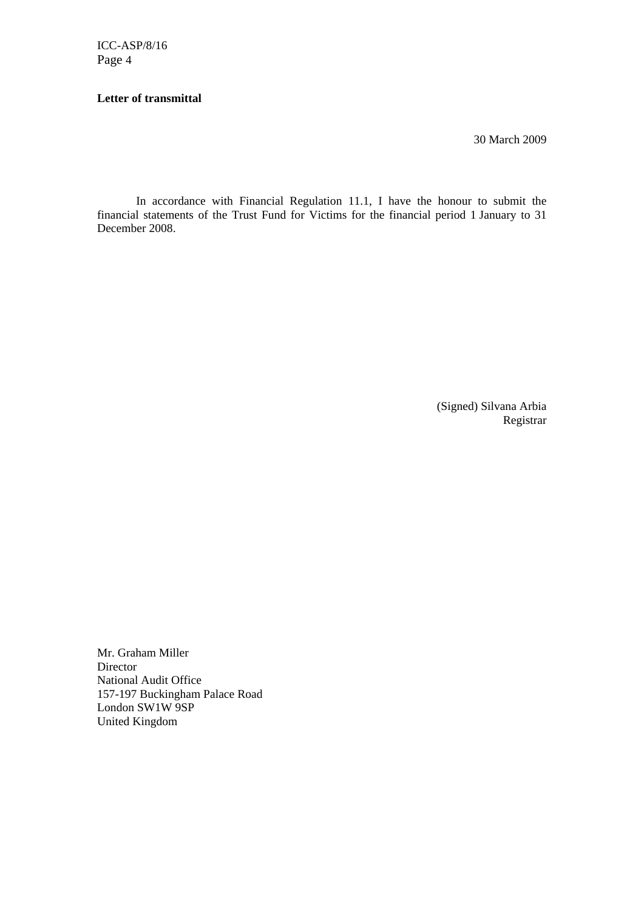**Letter of transmittal**

30 March 2009

In accordance with Financial Regulation 11.1, I have the honour to submit the financial statements of the Trust Fund for Victims for the financial period 1 January to 31 December 2008.

(Signed) Silvana Arbia
Registrar

Mr. Graham Miller
Director
National Audit Office
157-197 Buckingham Palace Road
London SW1W 9SP
United Kingdom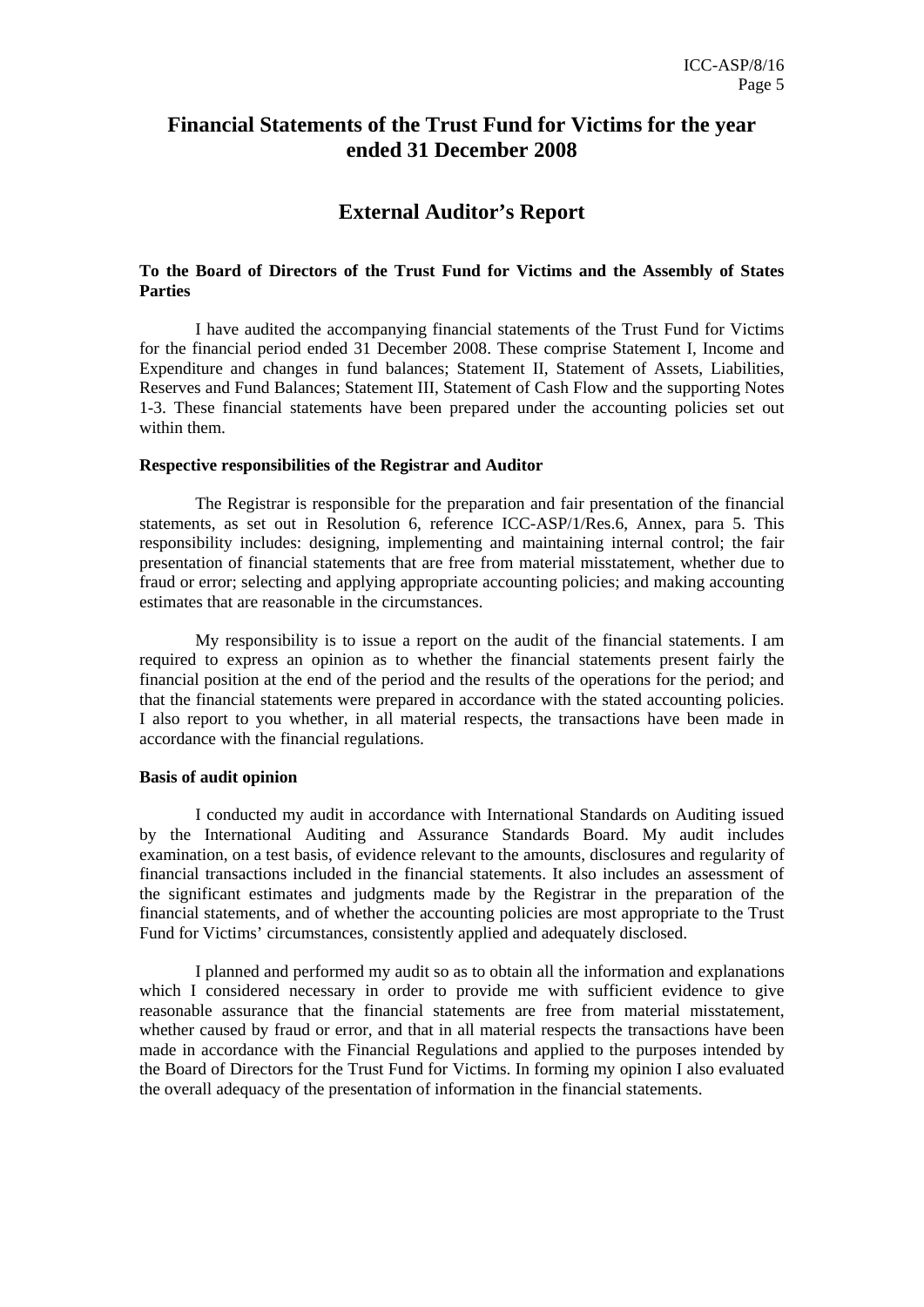# Financial Statements of the Trust Fund for Victims for the year ended 31 December 2008

## External Auditor's Report

**To the Board of Directors of the Trust Fund for Victims and the Assembly of States Parties**

I have audited the accompanying financial statements of the Trust Fund for Victims for the financial period ended 31 December 2008. These comprise Statement I, Income and Expenditure and changes in fund balances; Statement II, Statement of Assets, Liabilities, Reserves and Fund Balances; Statement III, Statement of Cash Flow and the supporting Notes 1-3. These financial statements have been prepared under the accounting policies set out within them.

**Respective responsibilities of the Registrar and Auditor**

The Registrar is responsible for the preparation and fair presentation of the financial statements, as set out in Resolution 6, reference ICC-ASP/1/Res.6, Annex, para 5. This responsibility includes: designing, implementing and maintaining internal control; the fair presentation of financial statements that are free from material misstatement, whether due to fraud or error; selecting and applying appropriate accounting policies; and making accounting estimates that are reasonable in the circumstances.

My responsibility is to issue a report on the audit of the financial statements. I am required to express an opinion as to whether the financial statements present fairly the financial position at the end of the period and the results of the operations for the period; and that the financial statements were prepared in accordance with the stated accounting policies. I also report to you whether, in all material respects, the transactions have been made in accordance with the financial regulations.

**Basis of audit opinion**

I conducted my audit in accordance with International Standards on Auditing issued by the International Auditing and Assurance Standards Board. My audit includes examination, on a test basis, of evidence relevant to the amounts, disclosures and regularity of financial transactions included in the financial statements. It also includes an assessment of the significant estimates and judgments made by the Registrar in the preparation of the financial statements, and of whether the accounting policies are most appropriate to the Trust Fund for Victims' circumstances, consistently applied and adequately disclosed.

I planned and performed my audit so as to obtain all the information and explanations which I considered necessary in order to provide me with sufficient evidence to give reasonable assurance that the financial statements are free from material misstatement, whether caused by fraud or error, and that in all material respects the transactions have been made in accordance with the Financial Regulations and applied to the purposes intended by the Board of Directors for the Trust Fund for Victims. In forming my opinion I also evaluated the overall adequacy of the presentation of information in the financial statements.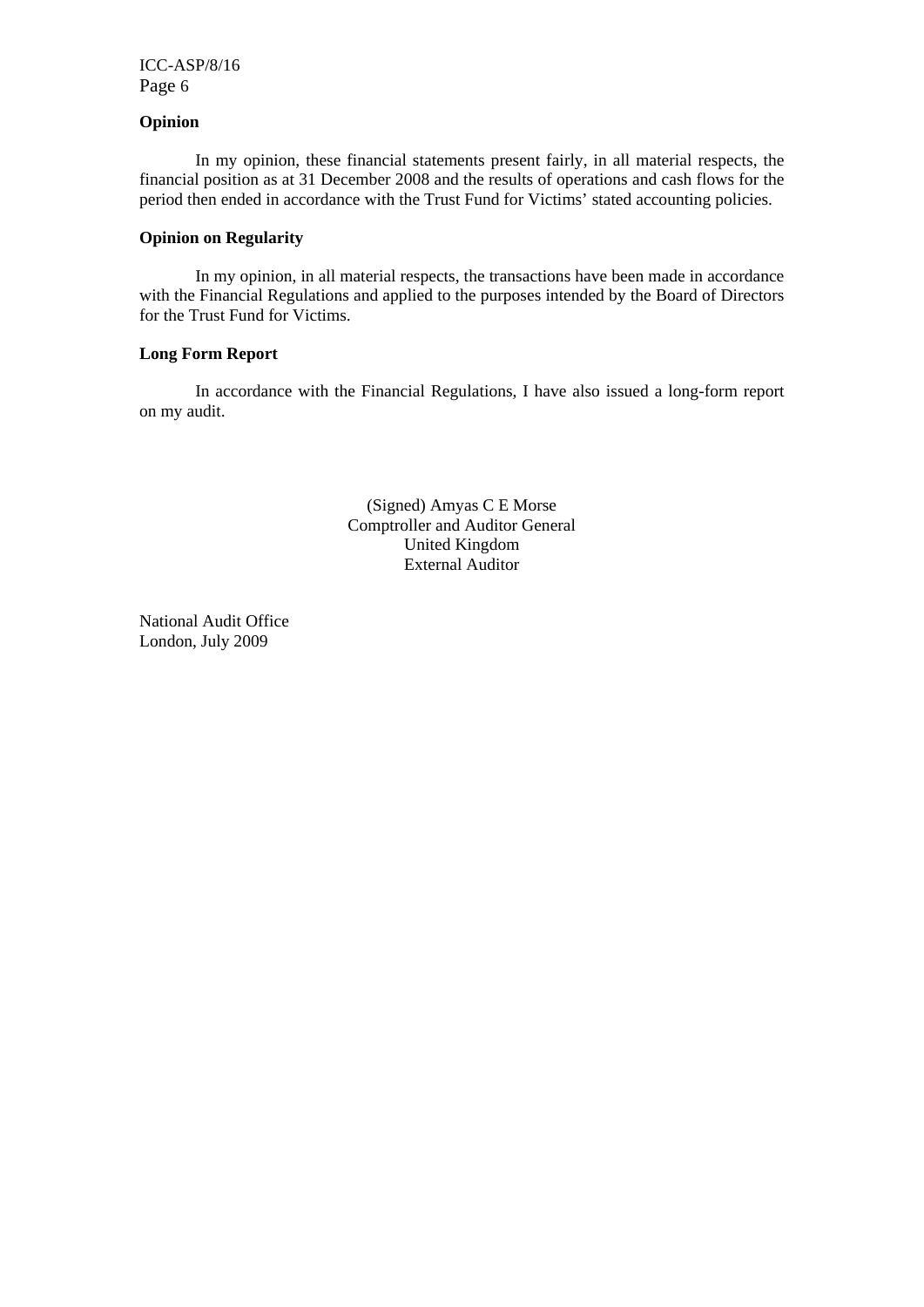**Opinion**

In my opinion, these financial statements present fairly, in all material respects, the financial position as at 31 December 2008 and the results of operations and cash flows for the period then ended in accordance with the Trust Fund for Victims' stated accounting policies.

**Opinion on Regularity**

In my opinion, in all material respects, the transactions have been made in accordance with the Financial Regulations and applied to the purposes intended by the Board of Directors for the Trust Fund for Victims.

**Long Form Report**

In accordance with the Financial Regulations, I have also issued a long-form report on my audit.

(Signed) Amyas C E Morse
Comptroller and Auditor General
United Kingdom
External Auditor

National Audit Office
London, July 2009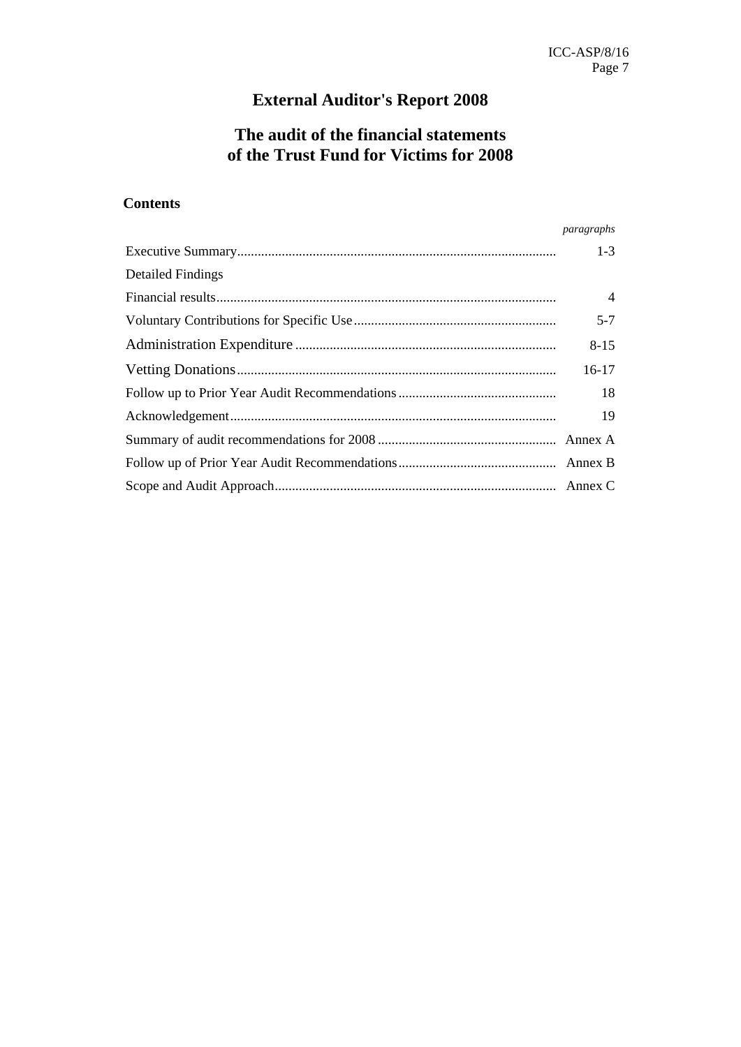# External Auditor's Report 2008

## The audit of the financial statements of the Trust Fund for Victims for 2008

### Contents

| | *paragraphs* |
|---|---|
| Executive Summary | 1-3 |
| Detailed Findings | |
| Financial results | 4 |
| Voluntary Contributions for Specific Use | 5-7 |
| Administration Expenditure | 8-15 |
| Vetting Donations | 16-17 |
| Follow up to Prior Year Audit Recommendations | 18 |
| Acknowledgement | 19 |
| Summary of audit recommendations for 2008 | Annex A |
| Follow up of Prior Year Audit Recommendations | Annex B |
| Scope and Audit Approach | Annex C |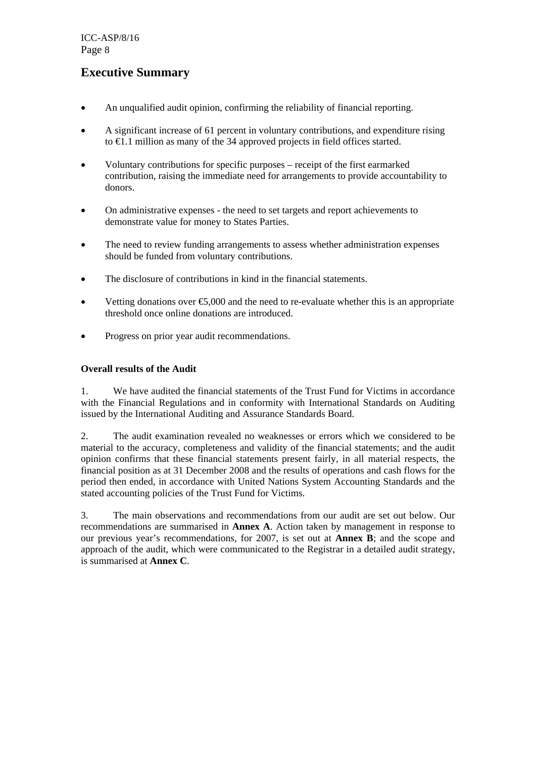# Executive Summary

- An unqualified audit opinion, confirming the reliability of financial reporting.
- A significant increase of 61 percent in voluntary contributions, and expenditure rising to €1.1 million as many of the 34 approved projects in field offices started.
- Voluntary contributions for specific purposes – receipt of the first earmarked contribution, raising the immediate need for arrangements to provide accountability to donors.
- On administrative expenses - the need to set targets and report achievements to demonstrate value for money to States Parties.
- The need to review funding arrangements to assess whether administration expenses should be funded from voluntary contributions.
- The disclosure of contributions in kind in the financial statements.
- Vetting donations over €5,000 and the need to re-evaluate whether this is an appropriate threshold once online donations are introduced.
- Progress on prior year audit recommendations.

**Overall results of the Audit**

1. We have audited the financial statements of the Trust Fund for Victims in accordance with the Financial Regulations and in conformity with International Standards on Auditing issued by the International Auditing and Assurance Standards Board.

2. The audit examination revealed no weaknesses or errors which we considered to be material to the accuracy, completeness and validity of the financial statements; and the audit opinion confirms that these financial statements present fairly, in all material respects, the financial position as at 31 December 2008 and the results of operations and cash flows for the period then ended, in accordance with United Nations System Accounting Standards and the stated accounting policies of the Trust Fund for Victims.

3. The main observations and recommendations from our audit are set out below. Our recommendations are summarised in **Annex A**. Action taken by management in response to our previous year's recommendations, for 2007, is set out at **Annex B**; and the scope and approach of the audit, which were communicated to the Registrar in a detailed audit strategy, is summarised at **Annex C**.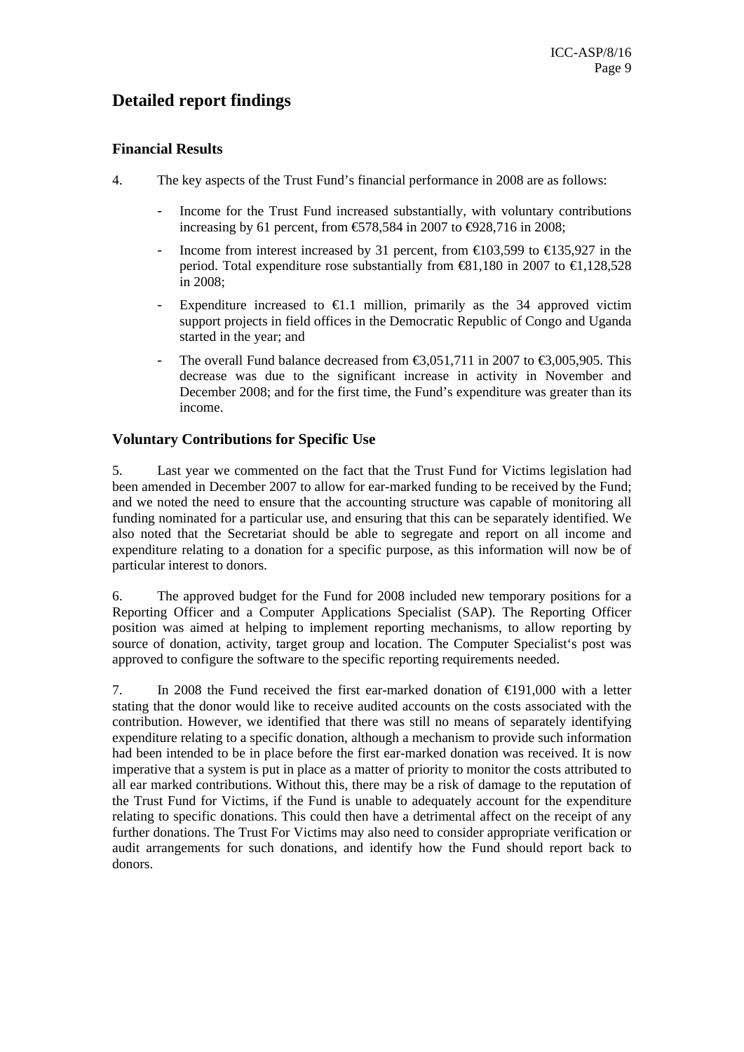# Detailed report findings

## Financial Results

4. The key aspects of the Trust Fund's financial performance in 2008 are as follows:

- Income for the Trust Fund increased substantially, with voluntary contributions increasing by 61 percent, from €578,584 in 2007 to €928,716 in 2008;
- Income from interest increased by 31 percent, from €103,599 to €135,927 in the period. Total expenditure rose substantially from €81,180 in 2007 to €1,128,528 in 2008;
- Expenditure increased to €1.1 million, primarily as the 34 approved victim support projects in field offices in the Democratic Republic of Congo and Uganda started in the year; and
- The overall Fund balance decreased from €3,051,711 in 2007 to €3,005,905. This decrease was due to the significant increase in activity in November and December 2008; and for the first time, the Fund's expenditure was greater than its income.

## Voluntary Contributions for Specific Use

5. Last year we commented on the fact that the Trust Fund for Victims legislation had been amended in December 2007 to allow for ear-marked funding to be received by the Fund; and we noted the need to ensure that the accounting structure was capable of monitoring all funding nominated for a particular use, and ensuring that this can be separately identified. We also noted that the Secretariat should be able to segregate and report on all income and expenditure relating to a donation for a specific purpose, as this information will now be of particular interest to donors.

6. The approved budget for the Fund for 2008 included new temporary positions for a Reporting Officer and a Computer Applications Specialist (SAP). The Reporting Officer position was aimed at helping to implement reporting mechanisms, to allow reporting by source of donation, activity, target group and location. The Computer Specialist's post was approved to configure the software to the specific reporting requirements needed.

7. In 2008 the Fund received the first ear-marked donation of €191,000 with a letter stating that the donor would like to receive audited accounts on the costs associated with the contribution. However, we identified that there was still no means of separately identifying expenditure relating to a specific donation, although a mechanism to provide such information had been intended to be in place before the first ear-marked donation was received. It is now imperative that a system is put in place as a matter of priority to monitor the costs attributed to all ear marked contributions. Without this, there may be a risk of damage to the reputation of the Trust Fund for Victims, if the Fund is unable to adequately account for the expenditure relating to specific donations. This could then have a detrimental affect on the receipt of any further donations. The Trust For Victims may also need to consider appropriate verification or audit arrangements for such donations, and identify how the Fund should report back to donors.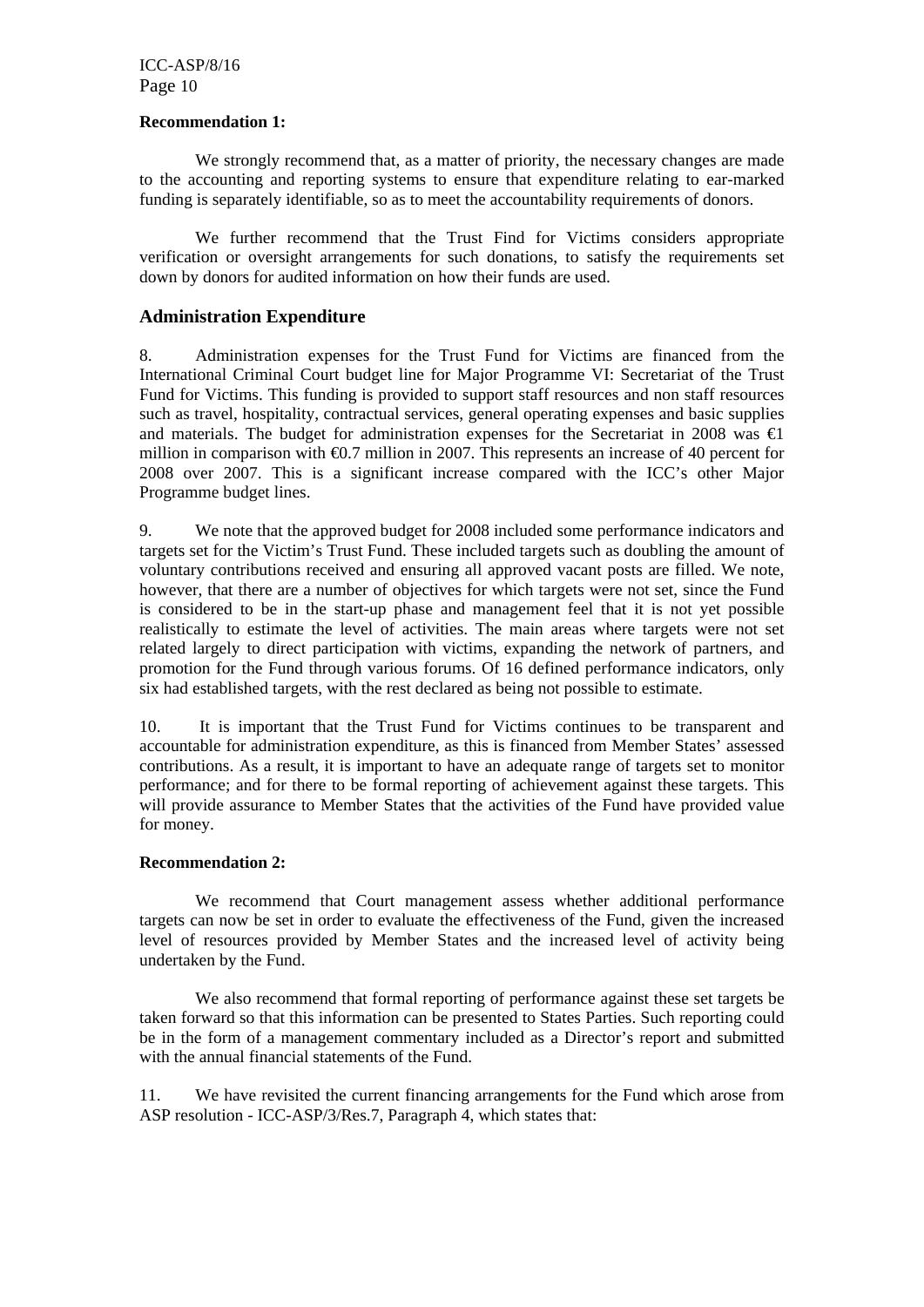**Recommendation 1:**

We strongly recommend that, as a matter of priority, the necessary changes are made to the accounting and reporting systems to ensure that expenditure relating to ear-marked funding is separately identifiable, so as to meet the accountability requirements of donors.

We further recommend that the Trust Find for Victims considers appropriate verification or oversight arrangements for such donations, to satisfy the requirements set down by donors for audited information on how their funds are used.

## Administration Expenditure

8. Administration expenses for the Trust Fund for Victims are financed from the International Criminal Court budget line for Major Programme VI: Secretariat of the Trust Fund for Victims. This funding is provided to support staff resources and non staff resources such as travel, hospitality, contractual services, general operating expenses and basic supplies and materials. The budget for administration expenses for the Secretariat in 2008 was €1 million in comparison with €0.7 million in 2007. This represents an increase of 40 percent for 2008 over 2007. This is a significant increase compared with the ICC's other Major Programme budget lines.

9. We note that the approved budget for 2008 included some performance indicators and targets set for the Victim's Trust Fund. These included targets such as doubling the amount of voluntary contributions received and ensuring all approved vacant posts are filled. We note, however, that there are a number of objectives for which targets were not set, since the Fund is considered to be in the start-up phase and management feel that it is not yet possible realistically to estimate the level of activities. The main areas where targets were not set related largely to direct participation with victims, expanding the network of partners, and promotion for the Fund through various forums. Of 16 defined performance indicators, only six had established targets, with the rest declared as being not possible to estimate.

10. It is important that the Trust Fund for Victims continues to be transparent and accountable for administration expenditure, as this is financed from Member States' assessed contributions. As a result, it is important to have an adequate range of targets set to monitor performance; and for there to be formal reporting of achievement against these targets. This will provide assurance to Member States that the activities of the Fund have provided value for money.

**Recommendation 2:**

We recommend that Court management assess whether additional performance targets can now be set in order to evaluate the effectiveness of the Fund, given the increased level of resources provided by Member States and the increased level of activity being undertaken by the Fund.

We also recommend that formal reporting of performance against these set targets be taken forward so that this information can be presented to States Parties. Such reporting could be in the form of a management commentary included as a Director's report and submitted with the annual financial statements of the Fund.

11. We have revisited the current financing arrangements for the Fund which arose from ASP resolution - ICC-ASP/3/Res.7, Paragraph 4, which states that: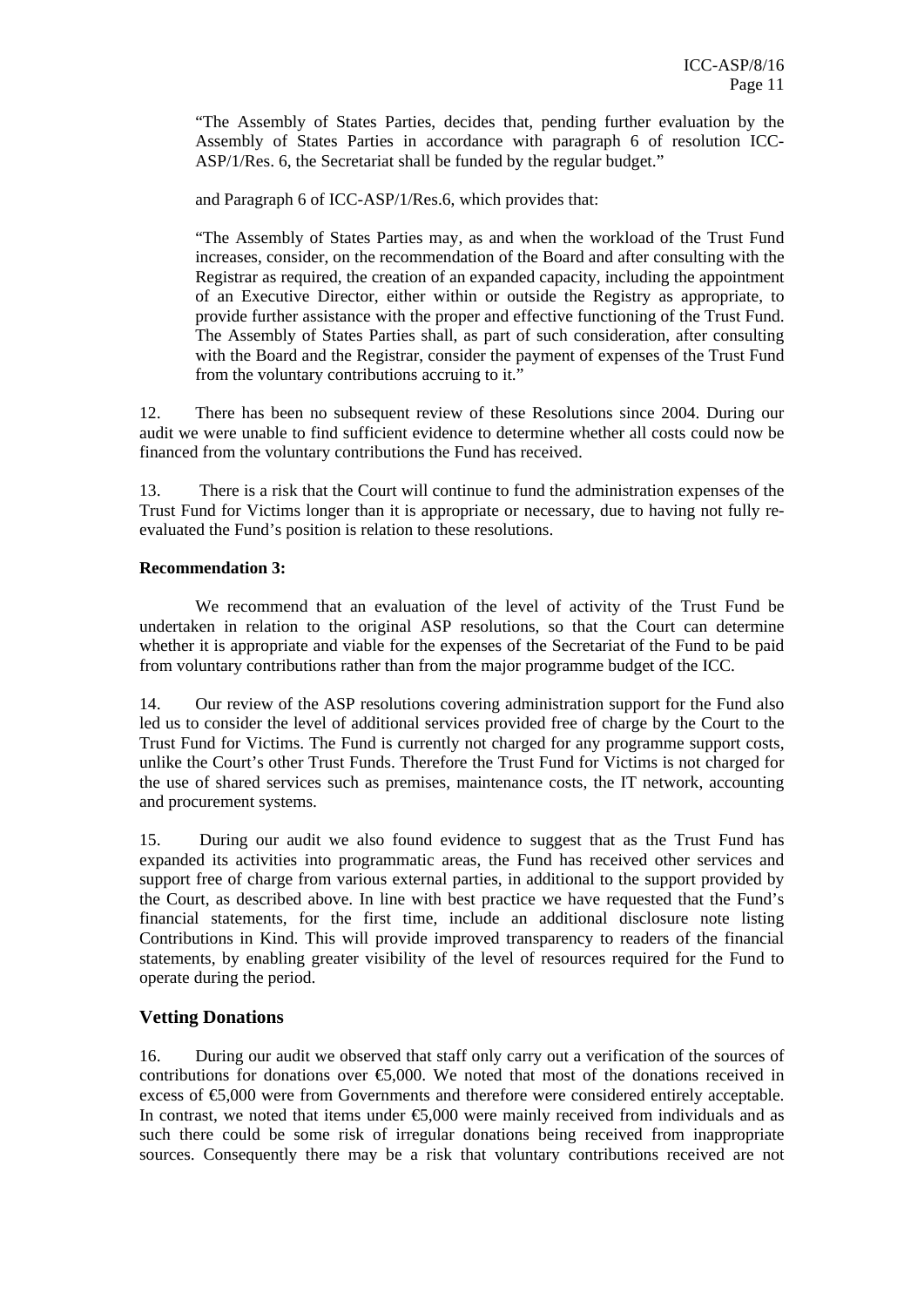> "The Assembly of States Parties, decides that, pending further evaluation by the Assembly of States Parties in accordance with paragraph 6 of resolution ICC-ASP/1/Res. 6, the Secretariat shall be funded by the regular budget."

and Paragraph 6 of ICC-ASP/1/Res.6, which provides that:

> "The Assembly of States Parties may, as and when the workload of the Trust Fund increases, consider, on the recommendation of the Board and after consulting with the Registrar as required, the creation of an expanded capacity, including the appointment of an Executive Director, either within or outside the Registry as appropriate, to provide further assistance with the proper and effective functioning of the Trust Fund. The Assembly of States Parties shall, as part of such consideration, after consulting with the Board and the Registrar, consider the payment of expenses of the Trust Fund from the voluntary contributions accruing to it."

12. There has been no subsequent review of these Resolutions since 2004. During our audit we were unable to find sufficient evidence to determine whether all costs could now be financed from the voluntary contributions the Fund has received.

13. There is a risk that the Court will continue to fund the administration expenses of the Trust Fund for Victims longer than it is appropriate or necessary, due to having not fully re-evaluated the Fund's position is relation to these resolutions.

**Recommendation 3:**

We recommend that an evaluation of the level of activity of the Trust Fund be undertaken in relation to the original ASP resolutions, so that the Court can determine whether it is appropriate and viable for the expenses of the Secretariat of the Fund to be paid from voluntary contributions rather than from the major programme budget of the ICC.

14. Our review of the ASP resolutions covering administration support for the Fund also led us to consider the level of additional services provided free of charge by the Court to the Trust Fund for Victims. The Fund is currently not charged for any programme support costs, unlike the Court's other Trust Funds. Therefore the Trust Fund for Victims is not charged for the use of shared services such as premises, maintenance costs, the IT network, accounting and procurement systems.

15. During our audit we also found evidence to suggest that as the Trust Fund has expanded its activities into programmatic areas, the Fund has received other services and support free of charge from various external parties, in additional to the support provided by the Court, as described above. In line with best practice we have requested that the Fund's financial statements, for the first time, include an additional disclosure note listing Contributions in Kind. This will provide improved transparency to readers of the financial statements, by enabling greater visibility of the level of resources required for the Fund to operate during the period.

## Vetting Donations

16. During our audit we observed that staff only carry out a verification of the sources of contributions for donations over €5,000. We noted that most of the donations received in excess of €5,000 were from Governments and therefore were considered entirely acceptable. In contrast, we noted that items under €5,000 were mainly received from individuals and as such there could be some risk of irregular donations being received from inappropriate sources. Consequently there may be a risk that voluntary contributions received are not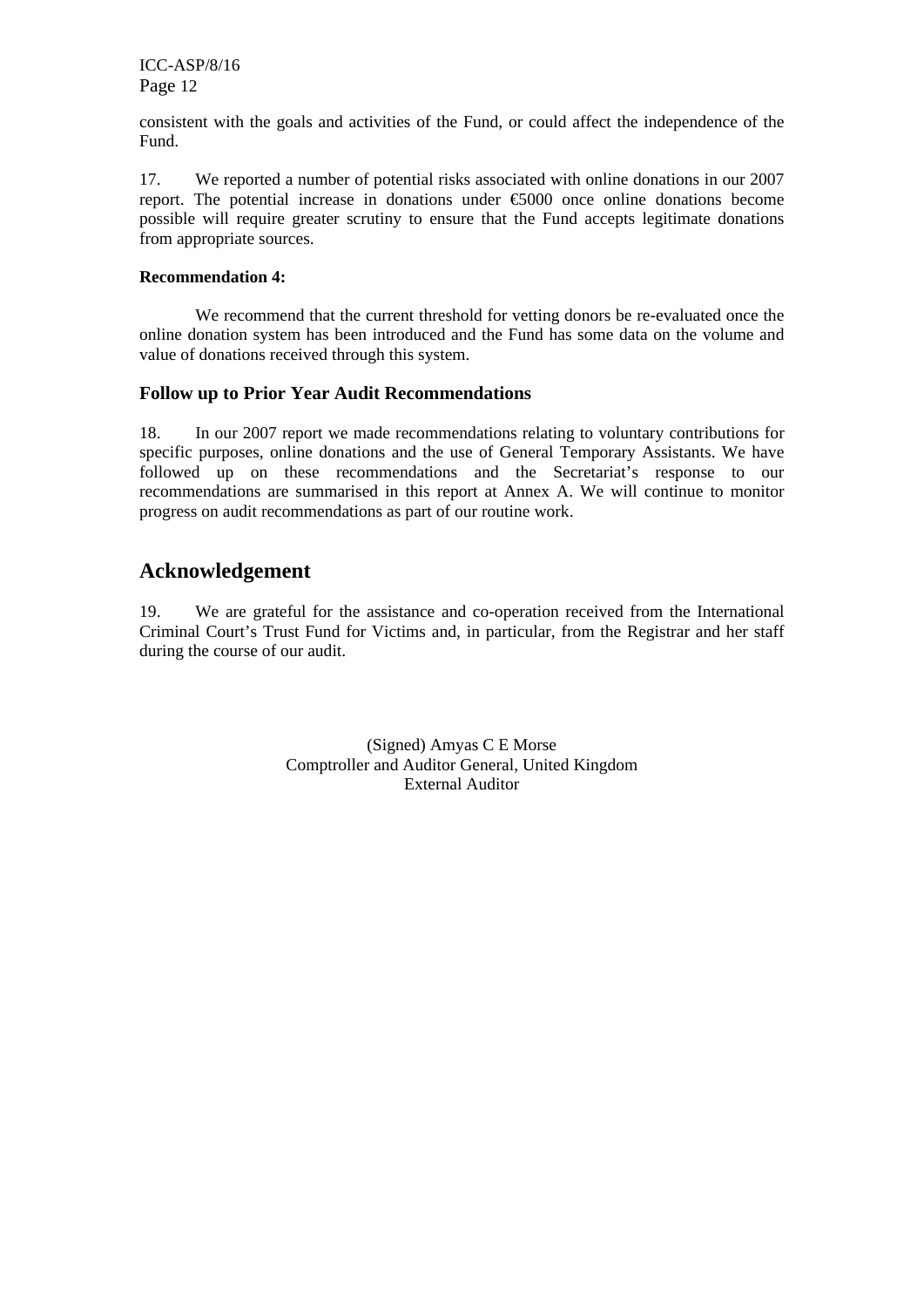consistent with the goals and activities of the Fund, or could affect the independence of the Fund.

17. We reported a number of potential risks associated with online donations in our 2007 report. The potential increase in donations under €5000 once online donations become possible will require greater scrutiny to ensure that the Fund accepts legitimate donations from appropriate sources.

**Recommendation 4:**

We recommend that the current threshold for vetting donors be re-evaluated once the online donation system has been introduced and the Fund has some data on the volume and value of donations received through this system.

### Follow up to Prior Year Audit Recommendations

18. In our 2007 report we made recommendations relating to voluntary contributions for specific purposes, online donations and the use of General Temporary Assistants. We have followed up on these recommendations and the Secretariat's response to our recommendations are summarised in this report at Annex A. We will continue to monitor progress on audit recommendations as part of our routine work.

## Acknowledgement

19. We are grateful for the assistance and co-operation received from the International Criminal Court's Trust Fund for Victims and, in particular, from the Registrar and her staff during the course of our audit.

(Signed) Amyas C E Morse
Comptroller and Auditor General, United Kingdom
External Auditor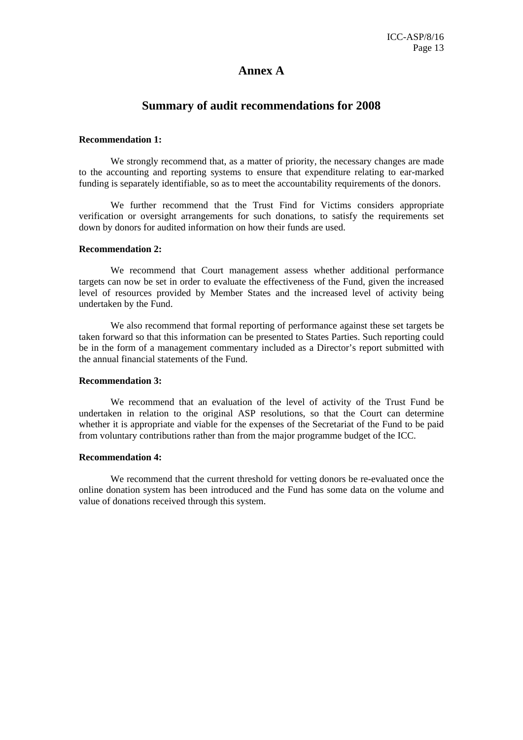# Annex A

## Summary of audit recommendations for 2008

**Recommendation 1:**

We strongly recommend that, as a matter of priority, the necessary changes are made to the accounting and reporting systems to ensure that expenditure relating to ear-marked funding is separately identifiable, so as to meet the accountability requirements of the donors.

We further recommend that the Trust Find for Victims considers appropriate verification or oversight arrangements for such donations, to satisfy the requirements set down by donors for audited information on how their funds are used.

**Recommendation 2:**

We recommend that Court management assess whether additional performance targets can now be set in order to evaluate the effectiveness of the Fund, given the increased level of resources provided by Member States and the increased level of activity being undertaken by the Fund.

We also recommend that formal reporting of performance against these set targets be taken forward so that this information can be presented to States Parties. Such reporting could be in the form of a management commentary included as a Director's report submitted with the annual financial statements of the Fund.

**Recommendation 3:**

We recommend that an evaluation of the level of activity of the Trust Fund be undertaken in relation to the original ASP resolutions, so that the Court can determine whether it is appropriate and viable for the expenses of the Secretariat of the Fund to be paid from voluntary contributions rather than from the major programme budget of the ICC.

**Recommendation 4:**

We recommend that the current threshold for vetting donors be re-evaluated once the online donation system has been introduced and the Fund has some data on the volume and value of donations received through this system.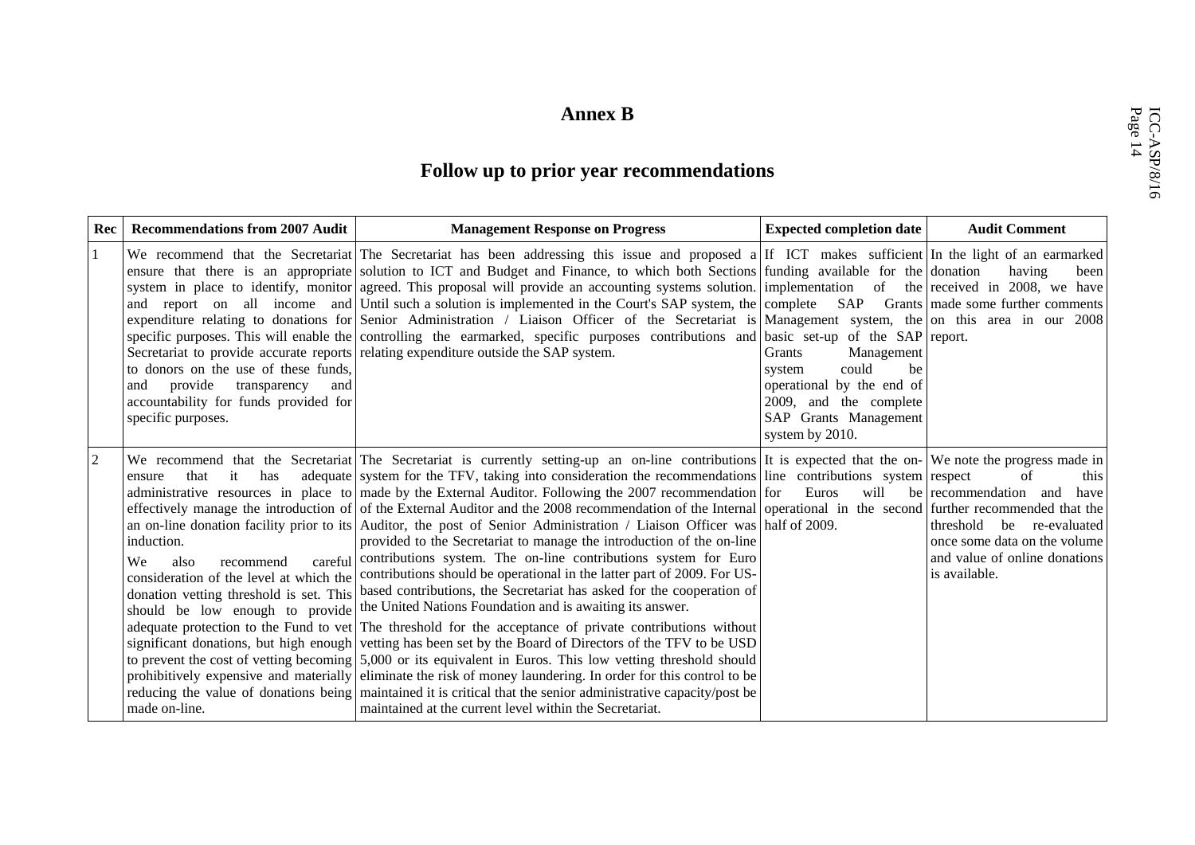# Annex B

## Follow up to prior year recommendations

| Rec | Recommendations from 2007 Audit | Management Response on Progress | Expected completion date | Audit Comment |
|---|---|---|---|---|
| 1 | We recommend that the Secretariat ensure that there is an appropriate system in place to identify, monitor and report on all income and expenditure relating to donations for specific purposes. This will enable the Secretariat to provide accurate reports to donors on the use of these funds, and provide transparency and accountability for funds provided for specific purposes. | The Secretariat has been addressing this issue and proposed a solution to ICT and Budget and Finance, to which both Sections agreed. This proposal will provide an accounting systems solution. Until such a solution is implemented in the Court's SAP system, the Senior Administration / Liaison Officer of the Secretariat is controlling the earmarked, specific purposes contributions and relating expenditure outside the SAP system. | If ICT makes sufficient funding available for the implementation of the complete SAP Grants Management system, the basic set-up of the SAP Grants Management system could be operational by the end of 2009, and the complete SAP Grants Management system by 2010. | In the light of an earmarked donation having been received in 2008, we have made some further comments on this area in our 2008 report. |
| 2 | We recommend that the Secretariat ensure that it has adequate administrative resources in place to effectively manage the introduction of an on-line donation facility prior to its induction.<br><br>We also recommend careful consideration of the level at which the donation vetting threshold is set. This should be low enough to provide adequate protection to the Fund to vet significant donations, but high enough to prevent the cost of vetting becoming prohibitively expensive and materially reducing the value of donations being made on-line. | The Secretariat is currently setting-up an on-line contributions system for the TFV, taking into consideration the recommendations made by the External Auditor. Following the 2007 recommendation of the External Auditor and the 2008 recommendation of the Internal Auditor, the post of Senior Administration / Liaison Officer was provided to the Secretariat to manage the introduction of the on-line contributions system. The on-line contributions system for Euro contributions should be operational in the latter part of 2009. For US-based contributions, the Secretariat has asked for the cooperation of the United Nations Foundation and is awaiting its answer.<br><br>The threshold for the acceptance of private contributions without vetting has been set by the Board of Directors of the TFV to be USD 5,000 or its equivalent in Euros. This low vetting threshold should eliminate the risk of money laundering. In order for this control to be maintained it is critical that the senior administrative capacity/post be maintained at the current level within the Secretariat. | It is expected that the on-line contributions system for Euros will be operational in the second half of 2009. | We note the progress made in respect of this recommendation and have further recommended that the threshold be re-evaluated once some data on the volume and value of online donations is available. |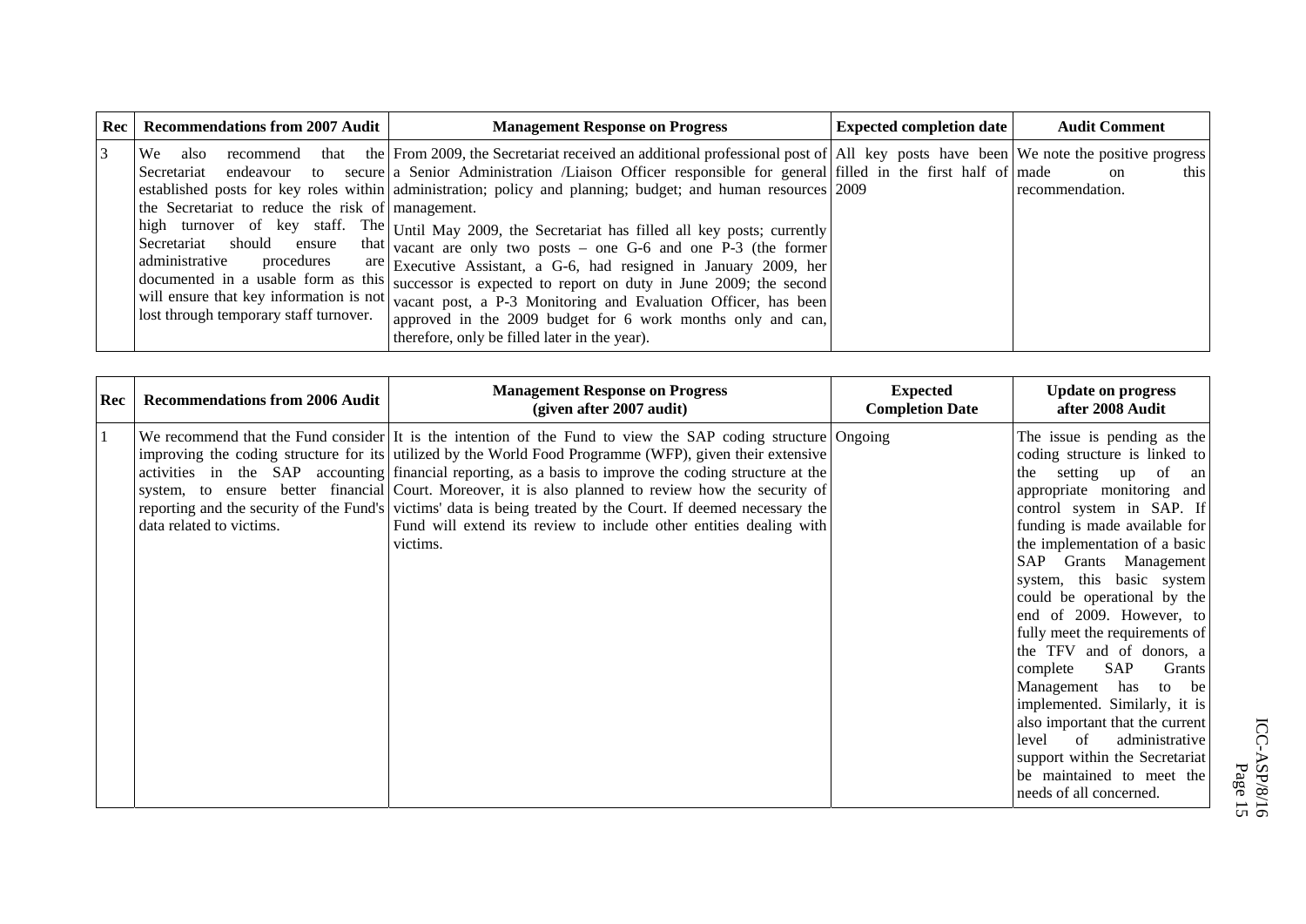| Rec | Recommendations from 2007 Audit | Management Response on Progress | Expected completion date | Audit Comment |
|---|---|---|---|---|
| 3 | We also recommend that the Secretariat endeavour to secure established posts for key roles within the Secretariat to reduce the risk of high turnover of key staff. The Secretariat should ensure that administrative procedures are documented in a usable form as this will ensure that key information is not lost through temporary staff turnover. | From 2009, the Secretariat received an additional professional post of a Senior Administration /Liaison Officer responsible for general administration; policy and planning; budget; and human resources management.<br><br>Until May 2009, the Secretariat has filled all key posts; currently vacant are only two posts – one G-6 and one P-3 (the former Executive Assistant, a G-6, had resigned in January 2009, her successor is expected to report on duty in June 2009; the second vacant post, a P-3 Monitoring and Evaluation Officer, has been approved in the 2009 budget for 6 work months only and can, therefore, only be filled later in the year). | All key posts have been filled in the first half of 2009 | We note the positive progress made on this recommendation. |

| Rec | Recommendations from 2006 Audit | Management Response on Progress (given after 2007 audit) | Expected Completion Date | Update on progress after 2008 Audit |
|---|---|---|---|---|
| 1 | We recommend that the Fund consider improving the coding structure for its activities in the SAP accounting system, to ensure better financial reporting and the security of the Fund's data related to victims. | It is the intention of the Fund to view the SAP coding structure utilized by the World Food Programme (WFP), given their extensive financial reporting, as a basis to improve the coding structure at the Court. Moreover, it is also planned to review how the security of victims' data is being treated by the Court. If deemed necessary the Fund will extend its review to include other entities dealing with victims. | Ongoing | The issue is pending as the coding structure is linked to the setting up of an appropriate monitoring and control system in SAP. If funding is made available for the implementation of a basic SAP Grants Management system, this basic system could be operational by the end of 2009. However, to fully meet the requirements of the TFV and of donors, a complete SAP Grants Management has to be implemented. Similarly, it is also important that the current level of administrative support within the Secretariat be maintained to meet the needs of all concerned. |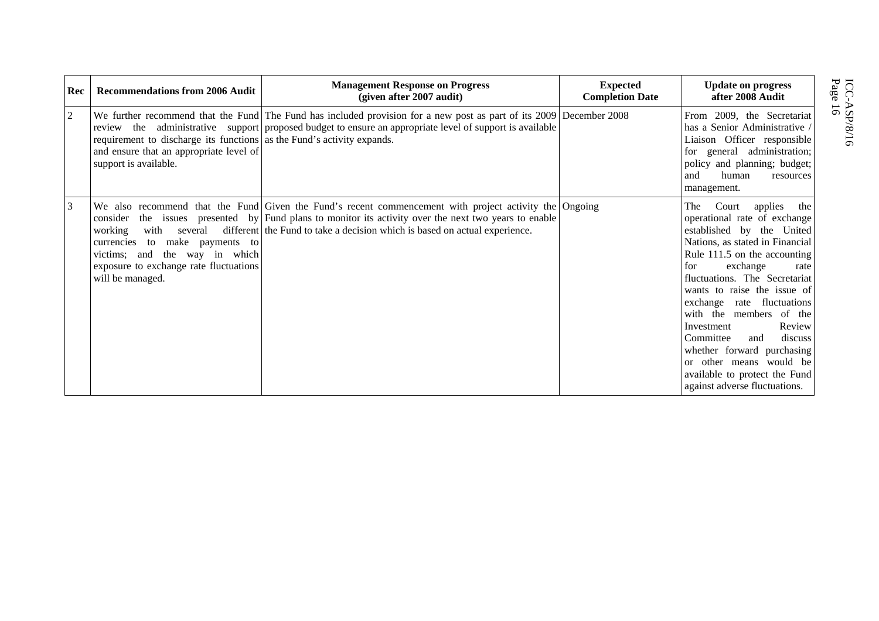| Rec | Recommendations from 2006 Audit | Management Response on Progress (given after 2007 audit) | Expected Completion Date | Update on progress after 2008 Audit |
|---|---|---|---|---|
| 2 | We further recommend that the Fund review the administrative support requirement to discharge its functions and ensure that an appropriate level of support is available. | The Fund has included provision for a new post as part of its 2009 proposed budget to ensure an appropriate level of support is available as the Fund's activity expands. | December 2008 | From 2009, the Secretariat has a Senior Administrative / Liaison Officer responsible for general administration; policy and planning; budget; and human resources management. |
| 3 | We also recommend that the Fund consider the issues presented by working with several different currencies to make payments to victims; and the way in which exposure to exchange rate fluctuations will be managed. | Given the Fund's recent commencement with project activity the Fund plans to monitor its activity over the next two years to enable the Fund to take a decision which is based on actual experience. | Ongoing | The Court applies the operational rate of exchange established by the United Nations, as stated in Financial Rule 111.5 on the accounting for exchange rate fluctuations. The Secretariat wants to raise the issue of exchange rate fluctuations with the members of the Investment Review Committee and discuss whether forward purchasing or other means would be available to protect the Fund against adverse fluctuations. |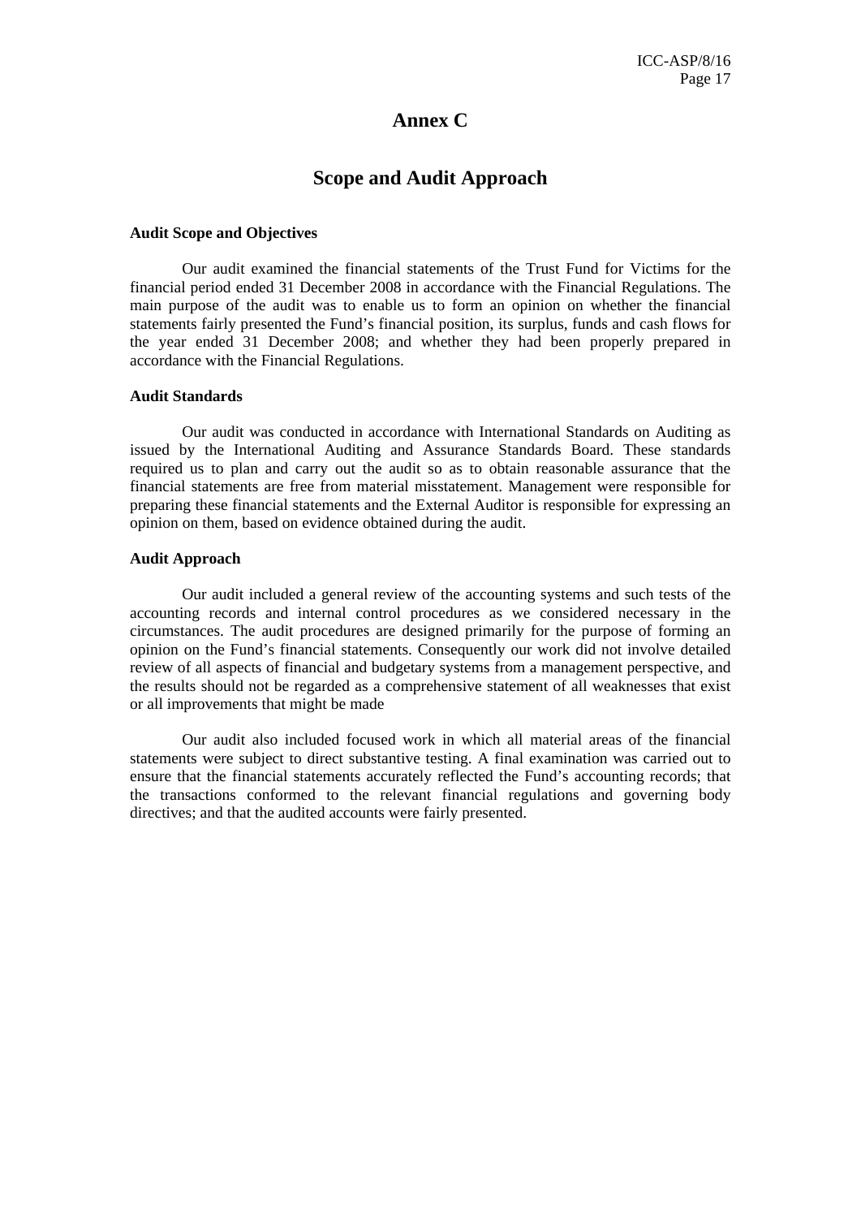# Annex C

## Scope and Audit Approach

**Audit Scope and Objectives**

Our audit examined the financial statements of the Trust Fund for Victims for the financial period ended 31 December 2008 in accordance with the Financial Regulations. The main purpose of the audit was to enable us to form an opinion on whether the financial statements fairly presented the Fund's financial position, its surplus, funds and cash flows for the year ended 31 December 2008; and whether they had been properly prepared in accordance with the Financial Regulations.

**Audit Standards**

Our audit was conducted in accordance with International Standards on Auditing as issued by the International Auditing and Assurance Standards Board. These standards required us to plan and carry out the audit so as to obtain reasonable assurance that the financial statements are free from material misstatement. Management were responsible for preparing these financial statements and the External Auditor is responsible for expressing an opinion on them, based on evidence obtained during the audit.

**Audit Approach**

Our audit included a general review of the accounting systems and such tests of the accounting records and internal control procedures as we considered necessary in the circumstances. The audit procedures are designed primarily for the purpose of forming an opinion on the Fund's financial statements. Consequently our work did not involve detailed review of all aspects of financial and budgetary systems from a management perspective, and the results should not be regarded as a comprehensive statement of all weaknesses that exist or all improvements that might be made

Our audit also included focused work in which all material areas of the financial statements were subject to direct substantive testing. A final examination was carried out to ensure that the financial statements accurately reflected the Fund's accounting records; that the transactions conformed to the relevant financial regulations and governing body directives; and that the audited accounts were fairly presented.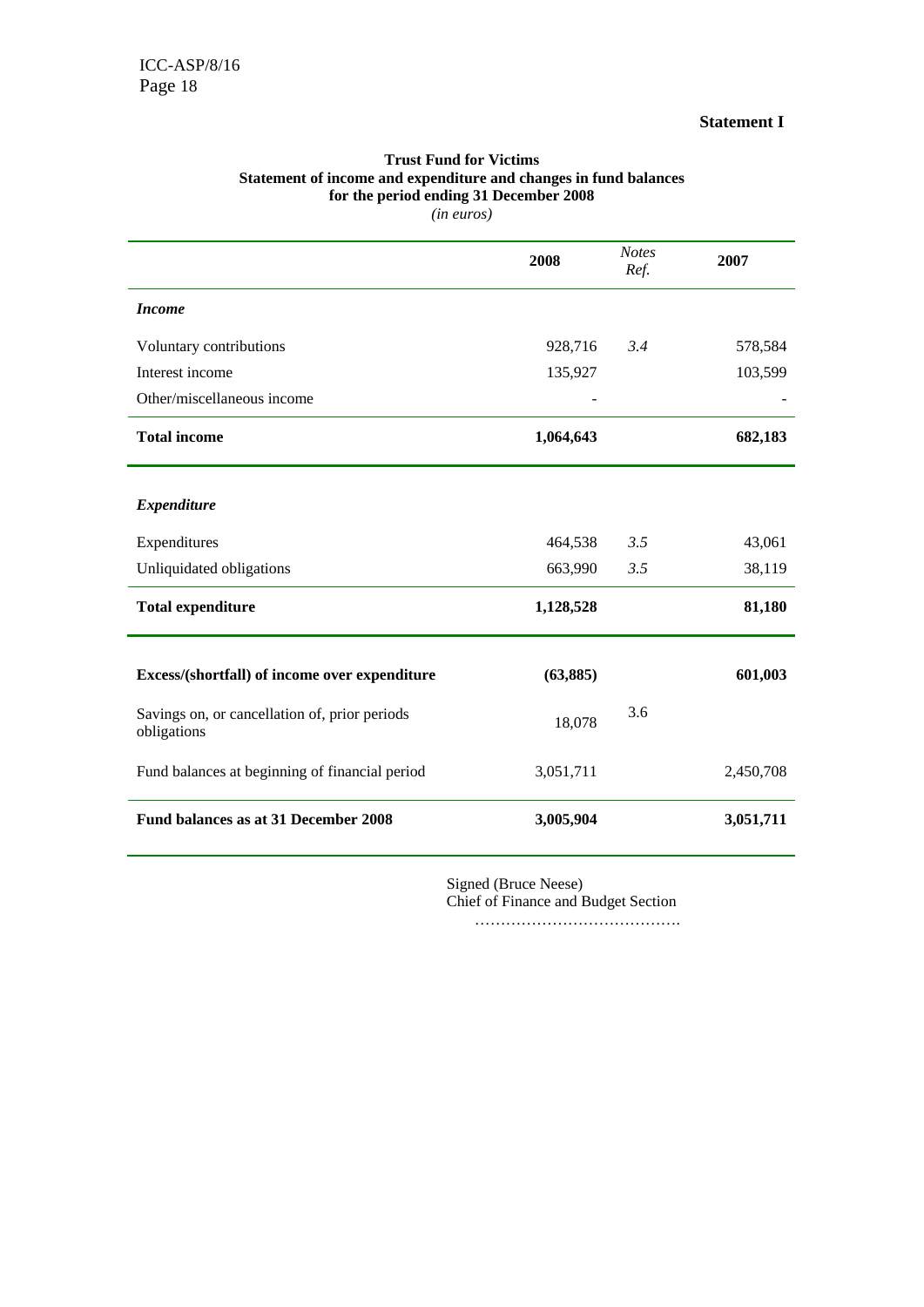**Statement I**

**Trust Fund for Victims**
**Statement of income and expenditure and changes in fund balances**
**for the period ending 31 December 2008**
*(in euros)*

| | **2008** | *Notes Ref.* | **2007** |
|---|---|---|---|
| ***Income*** | | | |
| Voluntary contributions | 928,716 | *3.4* | 578,584 |
| Interest income | 135,927 | | 103,599 |
| Other/miscellaneous income | - | | - |
| **Total income** | **1,064,643** | | **682,183** |
| ***Expenditure*** | | | |
| Expenditures | 464,538 | *3.5* | 43,061 |
| Unliquidated obligations | 663,990 | *3.5* | 38,119 |
| **Total expenditure** | **1,128,528** | | **81,180** |
| **Excess/(shortfall) of income over expenditure** | **(63,885)** | | **601,003** |
| Savings on, or cancellation of, prior periods obligations | 18,078 | 3.6 | |
| Fund balances at beginning of financial period | 3,051,711 | | 2,450,708 |
| **Fund balances as at 31 December 2008** | **3,005,904** | | **3,051,711** |

Signed (Bruce Neese)
Chief of Finance and Budget Section
…………………………………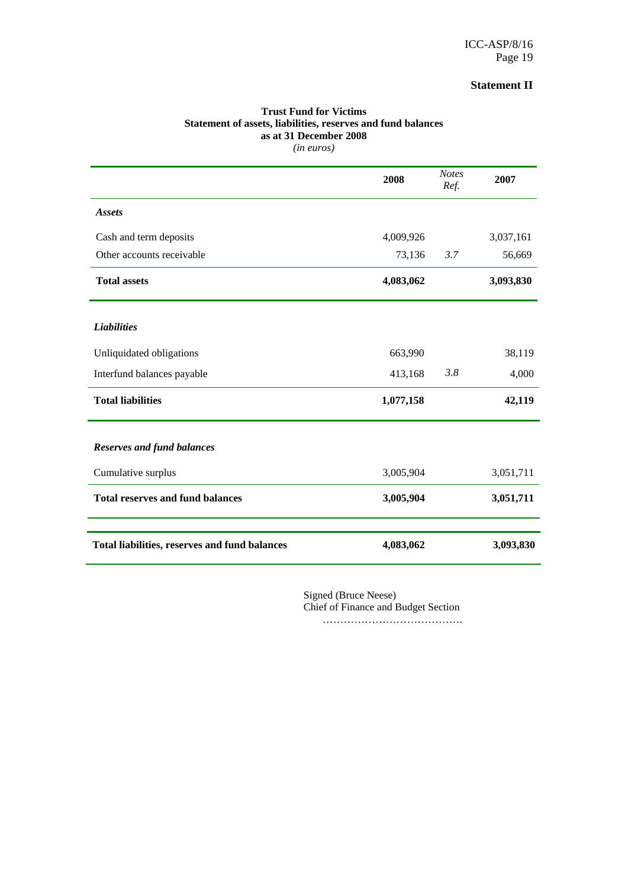**Statement II**

**Trust Fund for Victims**
**Statement of assets, liabilities, reserves and fund balances**
**as at 31 December 2008**
*(in euros)*

| | **2008** | *Notes Ref.* | **2007** |
|---|---|---|---|
| ***Assets*** | | | |
| Cash and term deposits | 4,009,926 | | 3,037,161 |
| Other accounts receivable | 73,136 | *3.7* | 56,669 |
| **Total assets** | **4,083,062** | | **3,093,830** |
| ***Liabilities*** | | | |
| Unliquidated obligations | 663,990 | | 38,119 |
| Interfund balances payable | 413,168 | *3.8* | 4,000 |
| **Total liabilities** | **1,077,158** | | **42,119** |
| ***Reserves and fund balances*** | | | |
| Cumulative surplus | 3,005,904 | | 3,051,711 |
| **Total reserves and fund balances** | **3,005,904** | | **3,051,711** |
| **Total liabilities, reserves and fund balances** | **4,083,062** | | **3,093,830** |

Signed (Bruce Neese)
Chief of Finance and Budget Section
………………………………….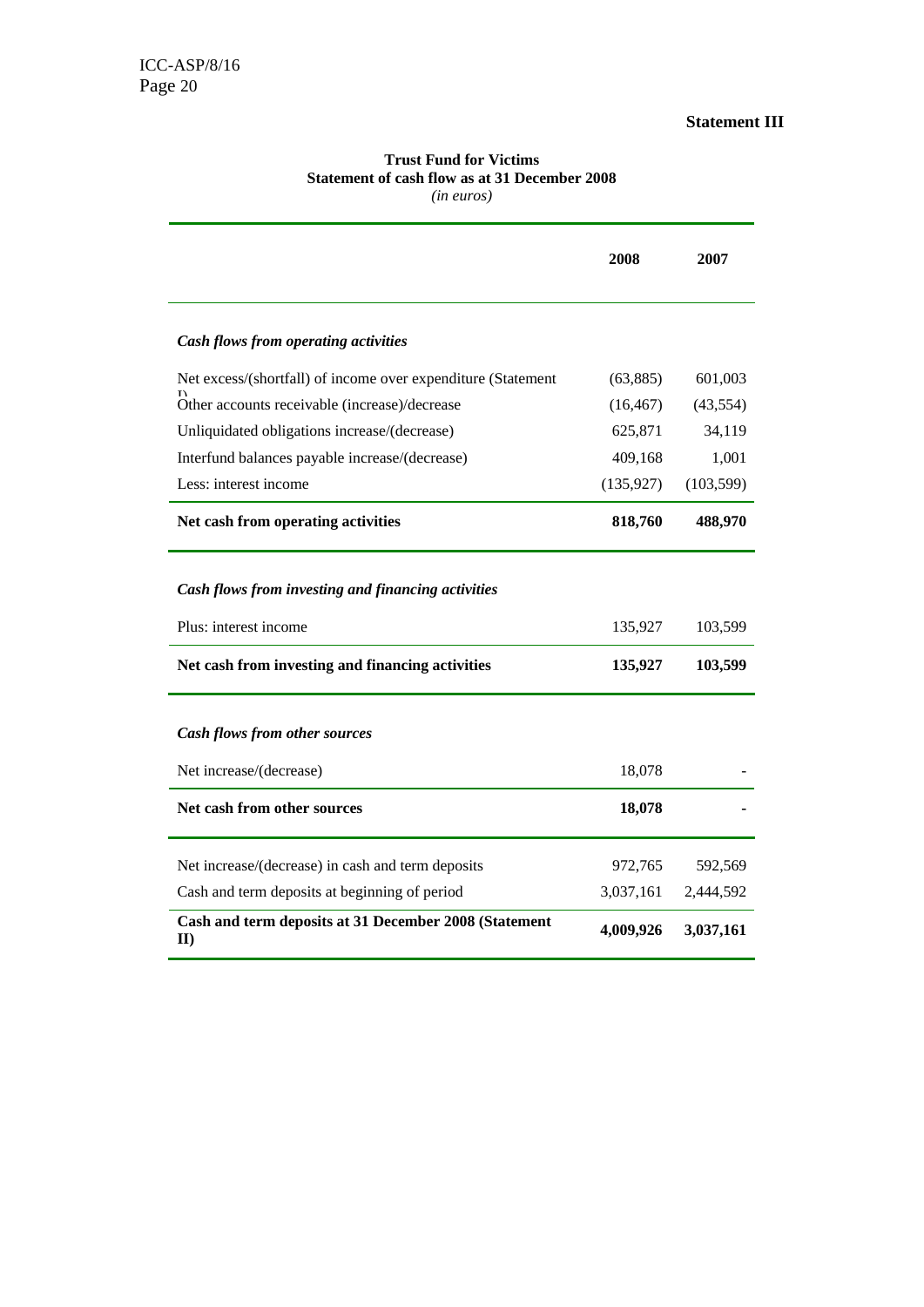**Statement III**

**Trust Fund for Victims**
**Statement of cash flow as at 31 December 2008**
*(in euros)*

| | 2008 | 2007 |
|---|---|---|
| ***Cash flows from operating activities*** | | |
| Net excess/(shortfall) of income over expenditure (Statement I) | (63,885) | 601,003 |
| Other accounts receivable (increase)/decrease | (16,467) | (43,554) |
| Unliquidated obligations increase/(decrease) | 625,871 | 34,119 |
| Interfund balances payable increase/(decrease) | 409,168 | 1,001 |
| Less: interest income | (135,927) | (103,599) |
| **Net cash from operating activities** | **818,760** | **488,970** |
| ***Cash flows from investing and financing activities*** | | |
| Plus: interest income | 135,927 | 103,599 |
| **Net cash from investing and financing activities** | **135,927** | **103,599** |
| ***Cash flows from other sources*** | | |
| Net increase/(decrease) | 18,078 | - |
| **Net cash from other sources** | **18,078** | **-** |
| Net increase/(decrease) in cash and term deposits | 972,765 | 592,569 |
| Cash and term deposits at beginning of period | 3,037,161 | 2,444,592 |
| **Cash and term deposits at 31 December 2008 (Statement II)** | **4,009,926** | **3,037,161** |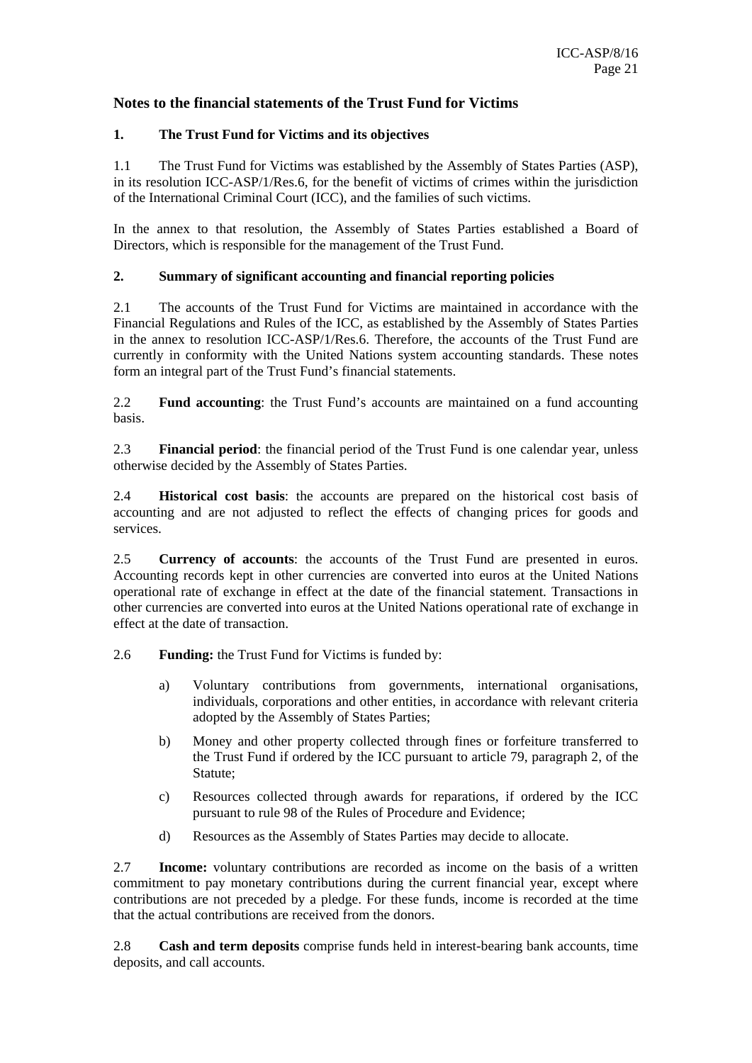## Notes to the financial statements of the Trust Fund for Victims

### 1. The Trust Fund for Victims and its objectives

1.1 The Trust Fund for Victims was established by the Assembly of States Parties (ASP), in its resolution ICC-ASP/1/Res.6, for the benefit of victims of crimes within the jurisdiction of the International Criminal Court (ICC), and the families of such victims.

In the annex to that resolution, the Assembly of States Parties established a Board of Directors, which is responsible for the management of the Trust Fund.

### 2. Summary of significant accounting and financial reporting policies

2.1 The accounts of the Trust Fund for Victims are maintained in accordance with the Financial Regulations and Rules of the ICC, as established by the Assembly of States Parties in the annex to resolution ICC-ASP/1/Res.6. Therefore, the accounts of the Trust Fund are currently in conformity with the United Nations system accounting standards. These notes form an integral part of the Trust Fund's financial statements.

2.2 **Fund accounting**: the Trust Fund's accounts are maintained on a fund accounting basis.

2.3 **Financial period**: the financial period of the Trust Fund is one calendar year, unless otherwise decided by the Assembly of States Parties.

2.4 **Historical cost basis**: the accounts are prepared on the historical cost basis of accounting and are not adjusted to reflect the effects of changing prices for goods and services.

2.5 **Currency of accounts**: the accounts of the Trust Fund are presented in euros. Accounting records kept in other currencies are converted into euros at the United Nations operational rate of exchange in effect at the date of the financial statement. Transactions in other currencies are converted into euros at the United Nations operational rate of exchange in effect at the date of transaction.

2.6 **Funding:** the Trust Fund for Victims is funded by:

a) Voluntary contributions from governments, international organisations, individuals, corporations and other entities, in accordance with relevant criteria adopted by the Assembly of States Parties;

b) Money and other property collected through fines or forfeiture transferred to the Trust Fund if ordered by the ICC pursuant to article 79, paragraph 2, of the Statute;

c) Resources collected through awards for reparations, if ordered by the ICC pursuant to rule 98 of the Rules of Procedure and Evidence;

d) Resources as the Assembly of States Parties may decide to allocate.

2.7 **Income:** voluntary contributions are recorded as income on the basis of a written commitment to pay monetary contributions during the current financial year, except where contributions are not preceded by a pledge. For these funds, income is recorded at the time that the actual contributions are received from the donors.

2.8 **Cash and term deposits** comprise funds held in interest-bearing bank accounts, time deposits, and call accounts.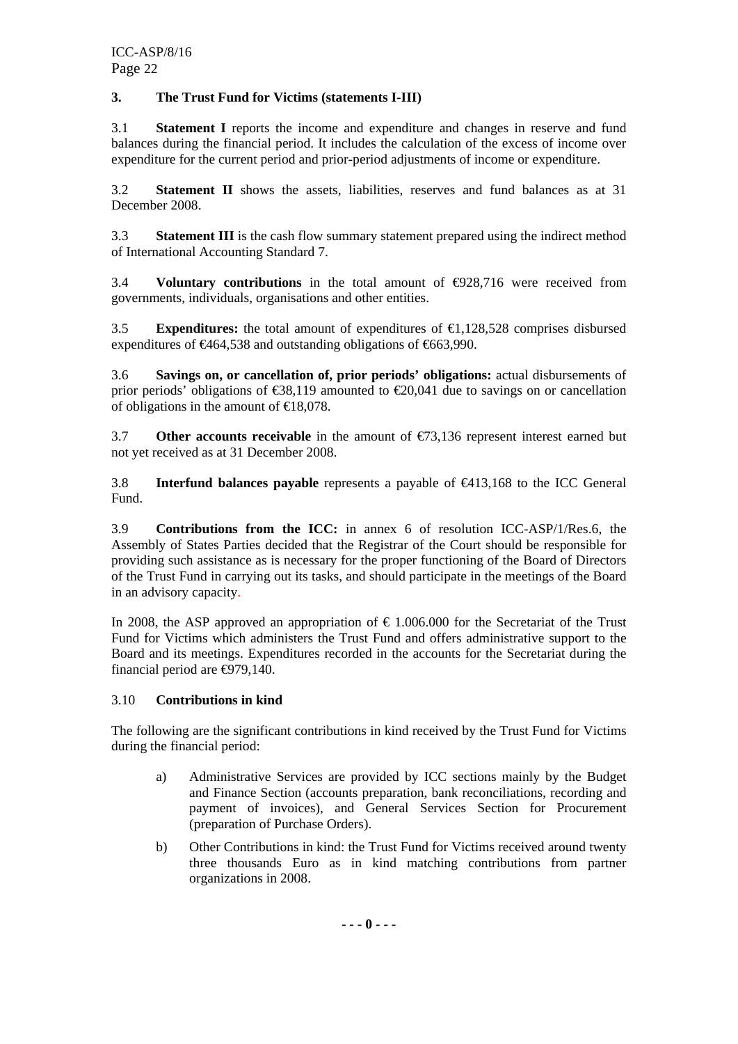### 3. The Trust Fund for Victims (statements I-III)

3.1 **Statement I** reports the income and expenditure and changes in reserve and fund balances during the financial period. It includes the calculation of the excess of income over expenditure for the current period and prior-period adjustments of income or expenditure.

3.2 **Statement II** shows the assets, liabilities, reserves and fund balances as at 31 December 2008.

3.3 **Statement III** is the cash flow summary statement prepared using the indirect method of International Accounting Standard 7.

3.4 **Voluntary contributions** in the total amount of €928,716 were received from governments, individuals, organisations and other entities.

3.5 **Expenditures:** the total amount of expenditures of €1,128,528 comprises disbursed expenditures of €464,538 and outstanding obligations of €663,990.

3.6 **Savings on, or cancellation of, prior periods' obligations:** actual disbursements of prior periods' obligations of €38,119 amounted to €20,041 due to savings on or cancellation of obligations in the amount of €18,078.

3.7 **Other accounts receivable** in the amount of €73,136 represent interest earned but not yet received as at 31 December 2008.

3.8 **Interfund balances payable** represents a payable of €413,168 to the ICC General Fund.

3.9 **Contributions from the ICC:** in annex 6 of resolution ICC-ASP/1/Res.6, the Assembly of States Parties decided that the Registrar of the Court should be responsible for providing such assistance as is necessary for the proper functioning of the Board of Directors of the Trust Fund in carrying out its tasks, and should participate in the meetings of the Board in an advisory capacity.

In 2008, the ASP approved an appropriation of € 1.006.000 for the Secretariat of the Trust Fund for Victims which administers the Trust Fund and offers administrative support to the Board and its meetings. Expenditures recorded in the accounts for the Secretariat during the financial period are €979,140.

3.10 **Contributions in kind**

The following are the significant contributions in kind received by the Trust Fund for Victims during the financial period:

a) Administrative Services are provided by ICC sections mainly by the Budget and Finance Section (accounts preparation, bank reconciliations, recording and payment of invoices), and General Services Section for Procurement (preparation of Purchase Orders).

b) Other Contributions in kind: the Trust Fund for Victims received around twenty three thousands Euro as in kind matching contributions from partner organizations in 2008.

- - - 0 - - -